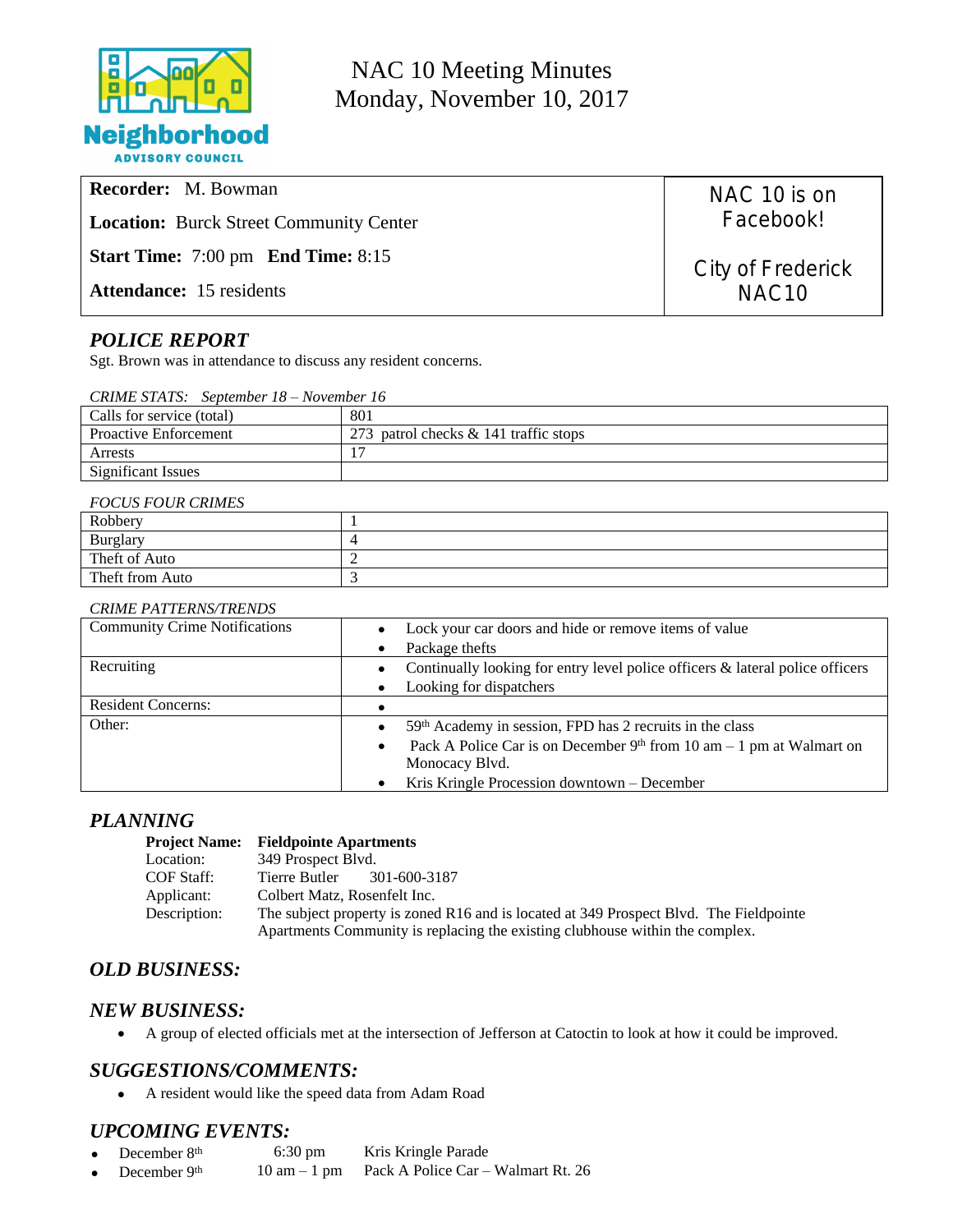# NAC 10 Meeting Minutes
## Monday, November 10, 2017

Neighborhood ADVISORY COUNCIL

| **Recorder:** M. Bowman<br>**Location:** Burck Street Community Center<br>**Start Time:** 7:00 pm **End Time:** 8:15<br>**Attendance:** 15 residents | NAC 10 is on Facebook!<br><br>City of Frederick NAC10 |
|---|---|

## *POLICE REPORT*

Sgt. Brown was in attendance to discuss any resident concerns.

*CRIME STATS: September 18 – November 16*

| | |
|---|---|
| Calls for service (total) | 801 |
| Proactive Enforcement | 273 patrol checks & 141 traffic stops |
| Arrests | 17 |
| Significant Issues | |

*FOCUS FOUR CRIMES*

| | |
|---|---|
| Robbery | 1 |
| Burglary | 4 |
| Theft of Auto | 2 |
| Theft from Auto | 3 |

*CRIME PATTERNS/TRENDS*

| | |
|---|---|
| Community Crime Notifications | • Lock your car doors and hide or remove items of value<br>• Package thefts |
| Recruiting | • Continually looking for entry level police officers & lateral police officers<br>• Looking for dispatchers |
| Resident Concerns: | • |
| Other: | • 59th Academy in session, FPD has 2 recruits in the class<br>• Pack A Police Car is on December 9th from 10 am – 1 pm at Walmart on Monocacy Blvd.<br>• Kris Kringle Procession downtown – December |

## *PLANNING*

| | |
|---|---|
| **Project Name:** | **Fieldpointe Apartments** |
| Location: | 349 Prospect Blvd. |
| COF Staff: | Tierre Butler 301-600-3187 |
| Applicant: | Colbert Matz, Rosenfelt Inc. |
| Description: | The subject property is zoned R16 and is located at 349 Prospect Blvd. The Fieldpointe Apartments Community is replacing the existing clubhouse within the complex. |

## *OLD BUSINESS:*

## *NEW BUSINESS:*

- A group of elected officials met at the intersection of Jefferson at Catoctin to look at how it could be improved.

## *SUGGESTIONS/COMMENTS:*

- A resident would like the speed data from Adam Road

## *UPCOMING EVENTS:*

- December 8th — 6:30 pm — Kris Kringle Parade
- December 9th — 10 am – 1 pm — Pack A Police Car – Walmart Rt. 26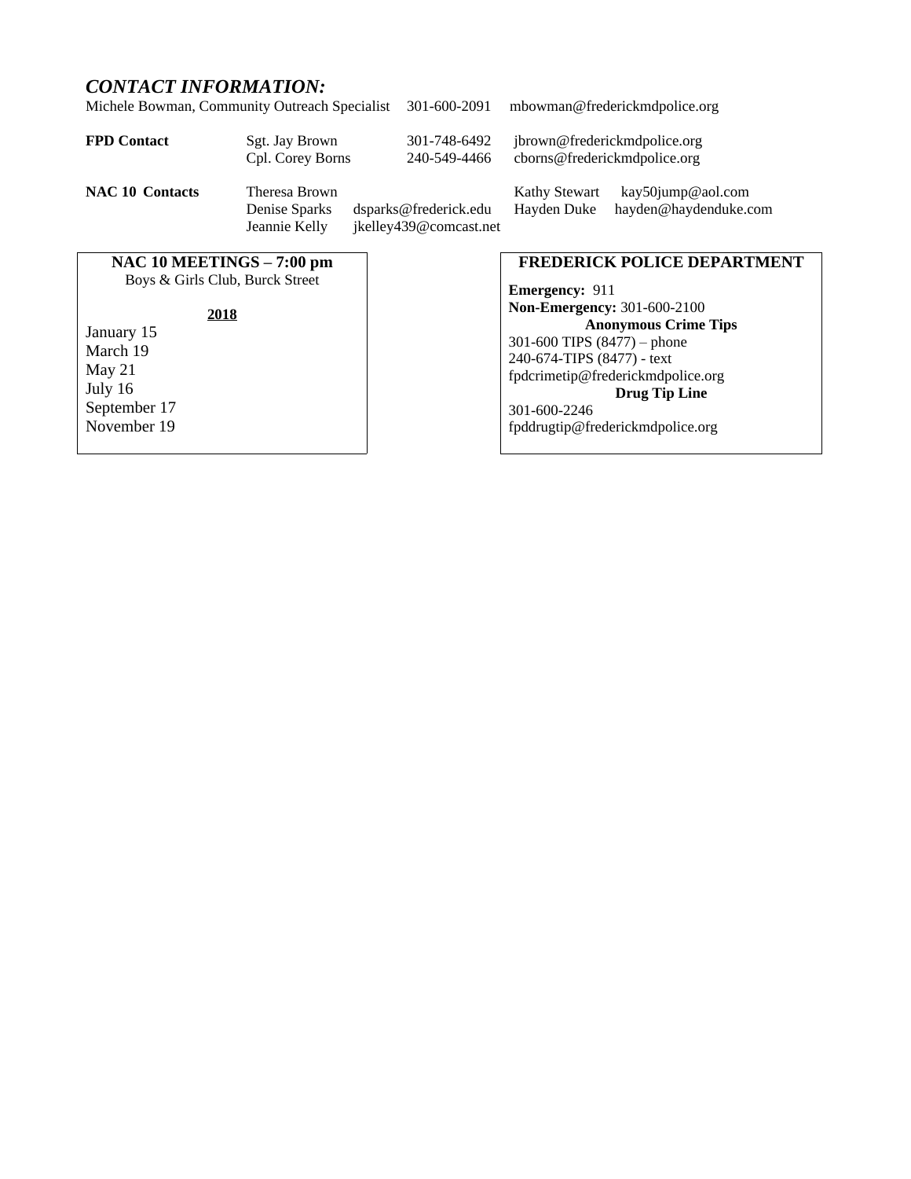## *CONTACT INFORMATION:*

Michele Bowman, Community Outreach Specialist 301-600-2091 mbowman@frederickmdpolice.org

| | | | |
|---|---|---|---|
| **FPD Contact** | Sgt. Jay Brown | 301-748-6492 | jbrown@frederickmdpolice.org |
| | Cpl. Corey Borns | 240-549-4466 | cborns@frederickmdpolice.org |

| | | | | |
|---|---|---|---|---|
| **NAC 10 Contacts** | Theresa Brown | | Kathy Stewart | kay50jump@aol.com |
| | Denise Sparks | dsparks@frederick.edu | Hayden Duke | hayden@haydenduke.com |
| | Jeannie Kelly | jkelley439@comcast.net | | |

### NAC 10 MEETINGS – 7:00 pm

Boys & Girls Club, Burck Street

**2018**

January 15
March 19
May 21
July 16
September 17
November 19

### FREDERICK POLICE DEPARTMENT

**Emergency:** 911
**Non-Emergency:** 301-600-2100

**Anonymous Crime Tips**

301-600 TIPS (8477) – phone
240-674-TIPS (8477) - text
fpdcrimetip@frederickmdpolice.org

**Drug Tip Line**

301-600-2246
fpddrugtip@frederickmdpolice.org